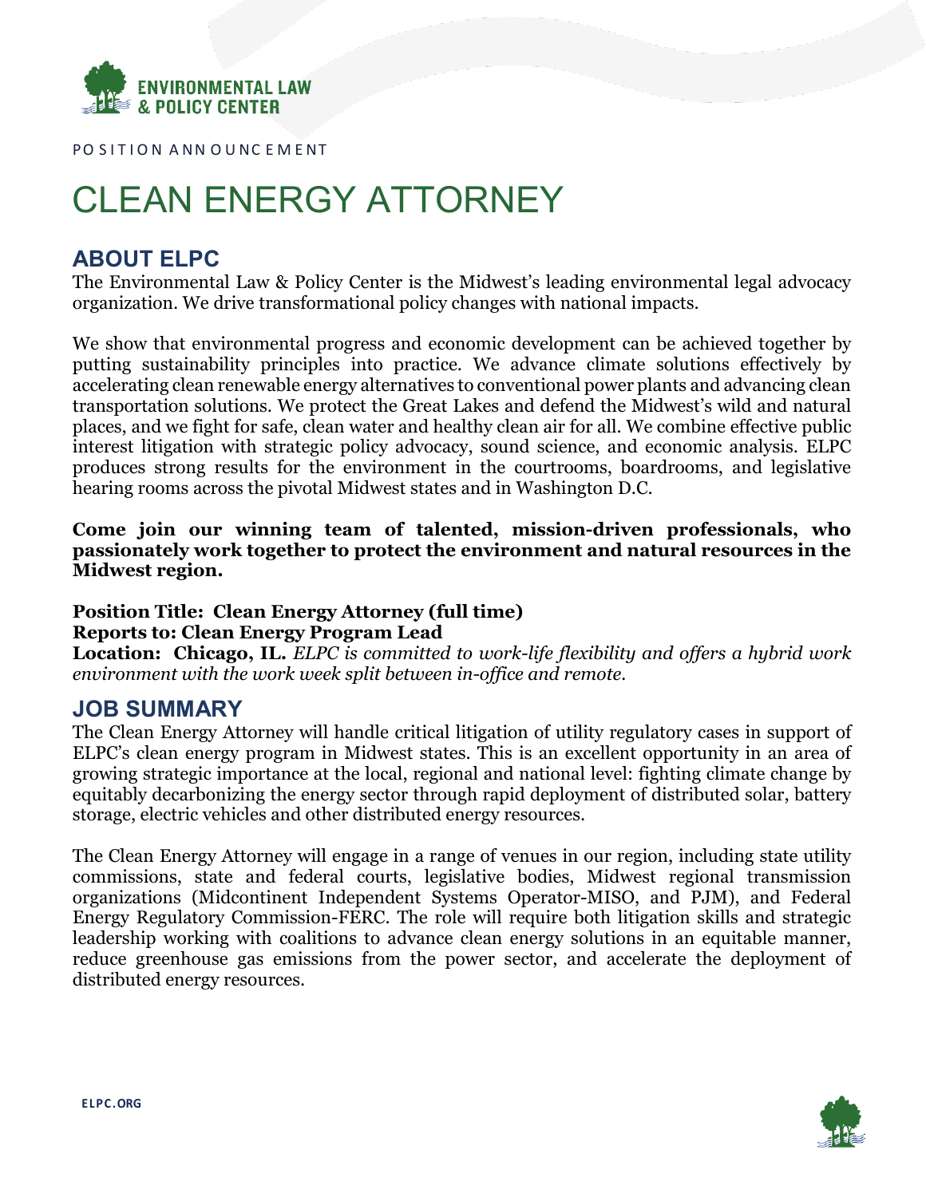POSITION ANNOUNCEMENT

# CLEAN ENERGY ATTORNEY

## ABOUT ELPC

The Environmental Law & Policy Center is the Midwest's leading environmental legal advocacy organization. We drive transformational policy changes with national impacts.

We show that environmental progress and economic development can be achieved together by putting sustainability principles into practice. We advance climate solutions effectively by accelerating clean renewable energy alternatives to conventional power plants and advancing clean transportation solutions. We protect the Great Lakes and defend the Midwest's wild and natural places, and we fight for safe, clean water and healthy clean air for all. We combine effective public interest litigation with strategic policy advocacy, sound science, and economic analysis. ELPC produces strong results for the environment in the courtrooms, boardrooms, and legislative hearing rooms across the pivotal Midwest states and in Washington D.C.

**Come join our winning team of talented, mission-driven professionals, who passionately work together to protect the environment and natural resources in the Midwest region.**

**Position Title: Clean Energy Attorney (full time)**
**Reports to: Clean Energy Program Lead**
**Location: Chicago, IL.** *ELPC is committed to work-life flexibility and offers a hybrid work environment with the work week split between in-office and remote.*

## JOB SUMMARY

The Clean Energy Attorney will handle critical litigation of utility regulatory cases in support of ELPC's clean energy program in Midwest states. This is an excellent opportunity in an area of growing strategic importance at the local, regional and national level: fighting climate change by equitably decarbonizing the energy sector through rapid deployment of distributed solar, battery storage, electric vehicles and other distributed energy resources.

The Clean Energy Attorney will engage in a range of venues in our region, including state utility commissions, state and federal courts, legislative bodies, Midwest regional transmission organizations (Midcontinent Independent Systems Operator-MISO, and PJM), and Federal Energy Regulatory Commission-FERC. The role will require both litigation skills and strategic leadership working with coalitions to advance clean energy solutions in an equitable manner, reduce greenhouse gas emissions from the power sector, and accelerate the deployment of distributed energy resources.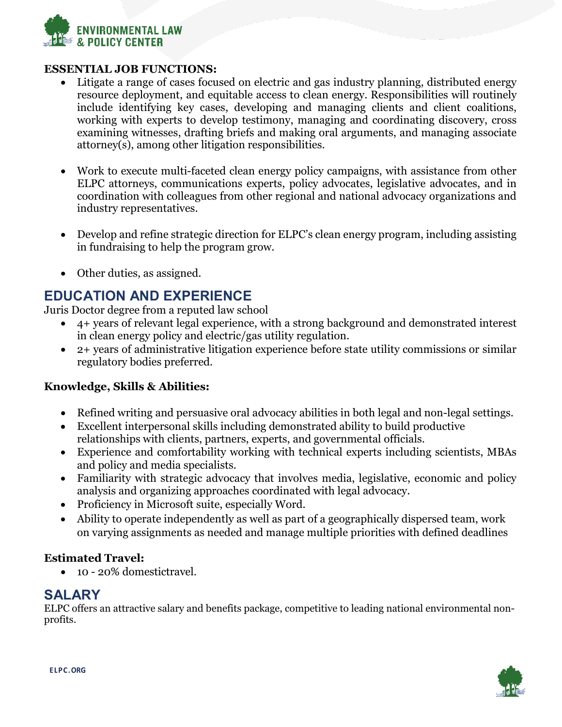**ESSENTIAL JOB FUNCTIONS:**

- Litigate a range of cases focused on electric and gas industry planning, distributed energy resource deployment, and equitable access to clean energy. Responsibilities will routinely include identifying key cases, developing and managing clients and client coalitions, working with experts to develop testimony, managing and coordinating discovery, cross examining witnesses, drafting briefs and making oral arguments, and managing associate attorney(s), among other litigation responsibilities.

- Work to execute multi-faceted clean energy policy campaigns, with assistance from other ELPC attorneys, communications experts, policy advocates, legislative advocates, and in coordination with colleagues from other regional and national advocacy organizations and industry representatives.

- Develop and refine strategic direction for ELPC's clean energy program, including assisting in fundraising to help the program grow.

- Other duties, as assigned.

## EDUCATION AND EXPERIENCE

Juris Doctor degree from a reputed law school

- 4+ years of relevant legal experience, with a strong background and demonstrated interest in clean energy policy and electric/gas utility regulation.
- 2+ years of administrative litigation experience before state utility commissions or similar regulatory bodies preferred.

**Knowledge, Skills & Abilities:**

- Refined writing and persuasive oral advocacy abilities in both legal and non-legal settings.
- Excellent interpersonal skills including demonstrated ability to build productive relationships with clients, partners, experts, and governmental officials.
- Experience and comfortability working with technical experts including scientists, MBAs and policy and media specialists.
- Familiarity with strategic advocacy that involves media, legislative, economic and policy analysis and organizing approaches coordinated with legal advocacy.
- Proficiency in Microsoft suite, especially Word.
- Ability to operate independently as well as part of a geographically dispersed team, work on varying assignments as needed and manage multiple priorities with defined deadlines

**Estimated Travel:**

- 10 - 20% domestictravel.

## SALARY

ELPC offers an attractive salary and benefits package, competitive to leading national environmental non-profits.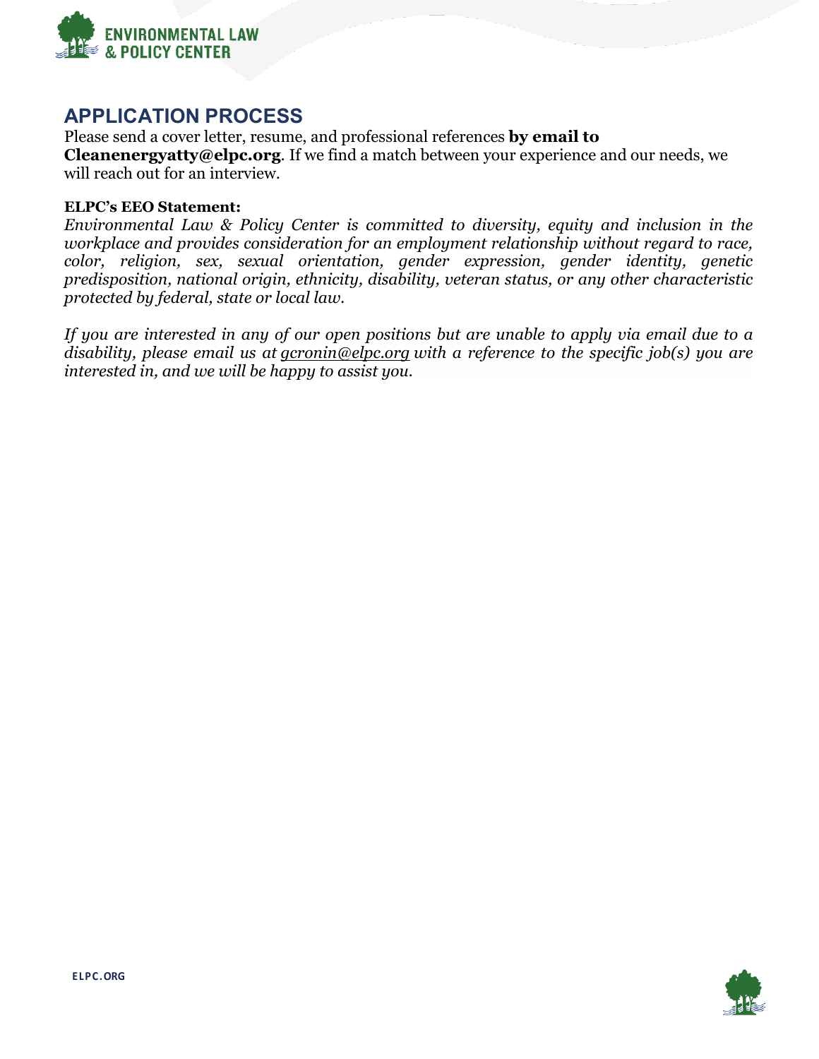## APPLICATION PROCESS

Please send a cover letter, resume, and professional references **by email to Cleanenergyatty@elpc.org**. If we find a match between your experience and our needs, we will reach out for an interview.

**ELPC's EEO Statement:**

*Environmental Law & Policy Center is committed to diversity, equity and inclusion in the workplace and provides consideration for an employment relationship without regard to race, color, religion, sex, sexual orientation, gender expression, gender identity, genetic predisposition, national origin, ethnicity, disability, veteran status, or any other characteristic protected by federal, state or local law.*

*If you are interested in any of our open positions but are unable to apply via email due to a disability, please email us at gcronin@elpc.org with a reference to the specific job(s) you are interested in, and we will be happy to assist you.*